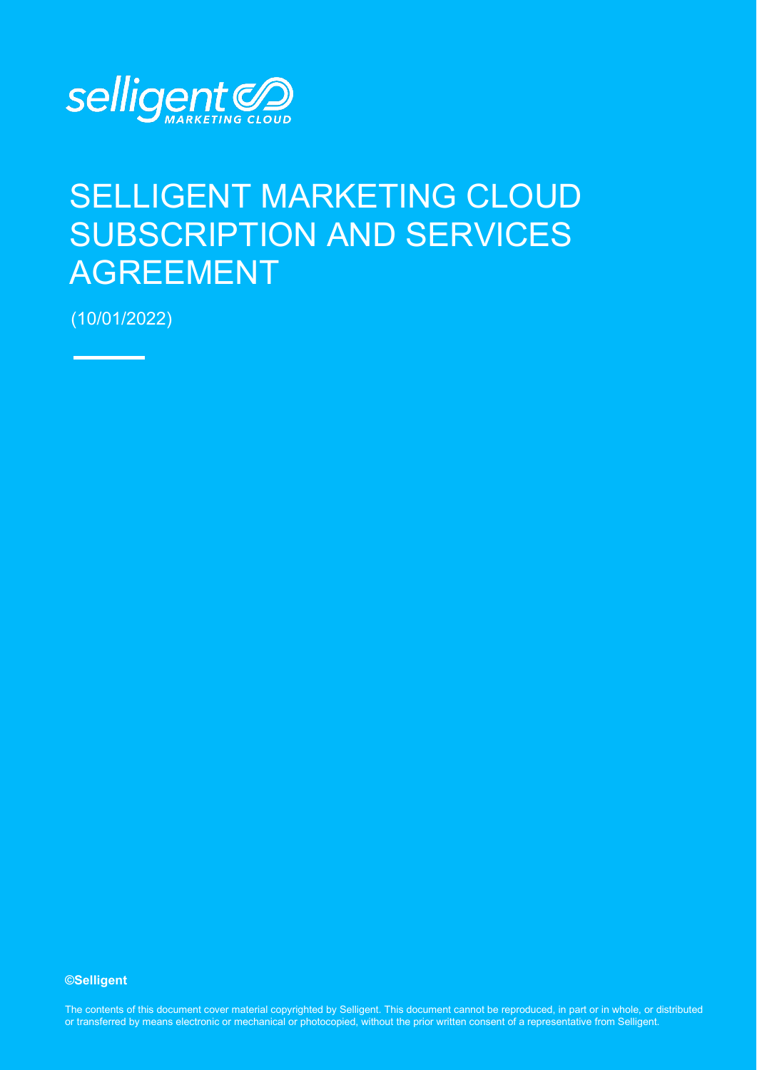selligent MARKETING CLOUD

# SELLIGENT MARKETING CLOUD SUBSCRIPTION AND SERVICES AGREEMENT

(10/01/2022)

**©Selligent**

The contents of this document cover material copyrighted by Selligent. This document cannot be reproduced, in part or in whole, or distributed or transferred by means electronic or mechanical or photocopied, without the prior written consent of a representative from Selligent.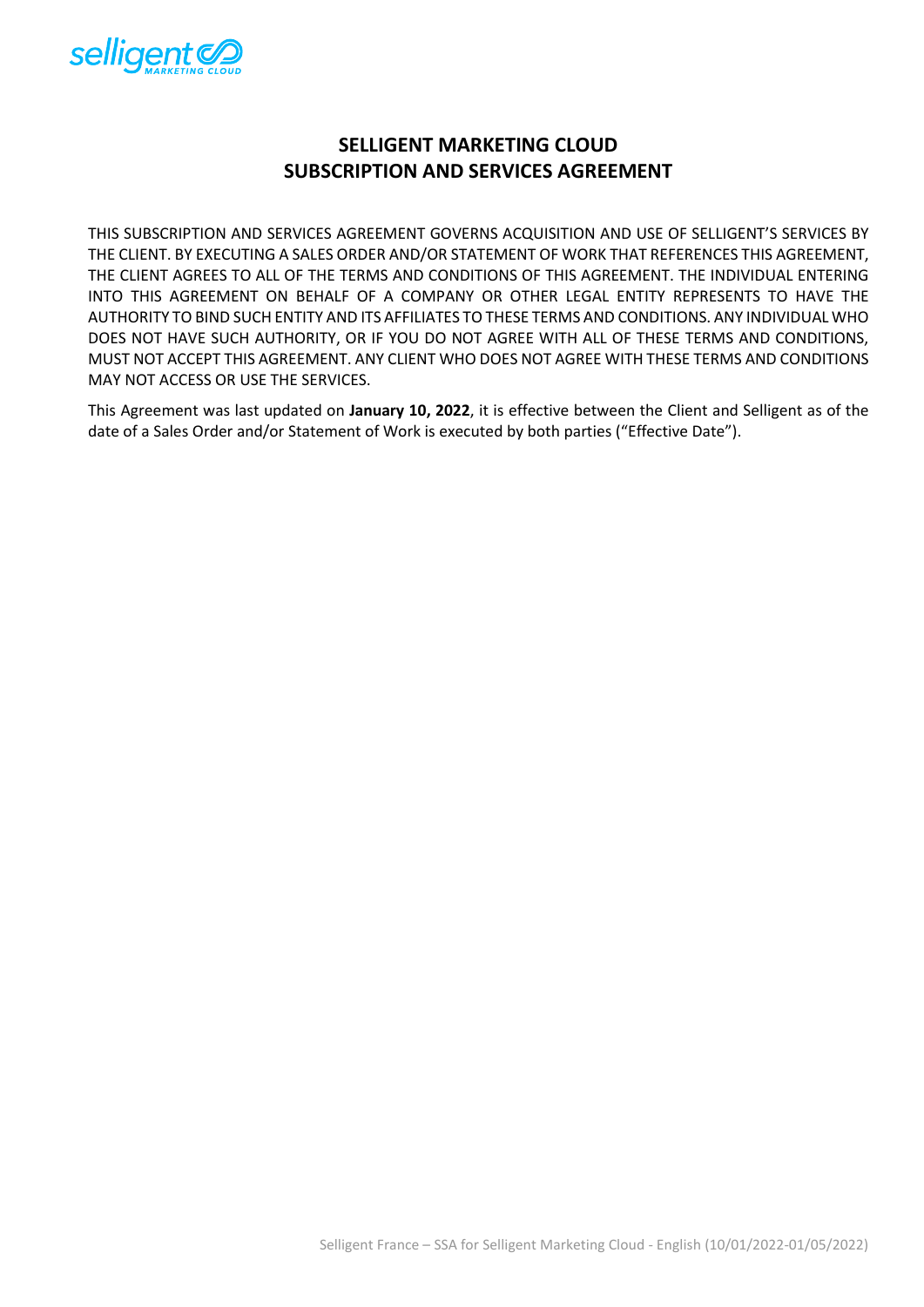# SELLIGENT MARKETING CLOUD SUBSCRIPTION AND SERVICES AGREEMENT

THIS SUBSCRIPTION AND SERVICES AGREEMENT GOVERNS ACQUISITION AND USE OF SELLIGENT'S SERVICES BY THE CLIENT. BY EXECUTING A SALES ORDER AND/OR STATEMENT OF WORK THAT REFERENCES THIS AGREEMENT, THE CLIENT AGREES TO ALL OF THE TERMS AND CONDITIONS OF THIS AGREEMENT. THE INDIVIDUAL ENTERING INTO THIS AGREEMENT ON BEHALF OF A COMPANY OR OTHER LEGAL ENTITY REPRESENTS TO HAVE THE AUTHORITY TO BIND SUCH ENTITY AND ITS AFFILIATES TO THESE TERMS AND CONDITIONS. ANY INDIVIDUAL WHO DOES NOT HAVE SUCH AUTHORITY, OR IF YOU DO NOT AGREE WITH ALL OF THESE TERMS AND CONDITIONS, MUST NOT ACCEPT THIS AGREEMENT. ANY CLIENT WHO DOES NOT AGREE WITH THESE TERMS AND CONDITIONS MAY NOT ACCESS OR USE THE SERVICES.

This Agreement was last updated on **January 10, 2022**, it is effective between the Client and Selligent as of the date of a Sales Order and/or Statement of Work is executed by both parties ("Effective Date").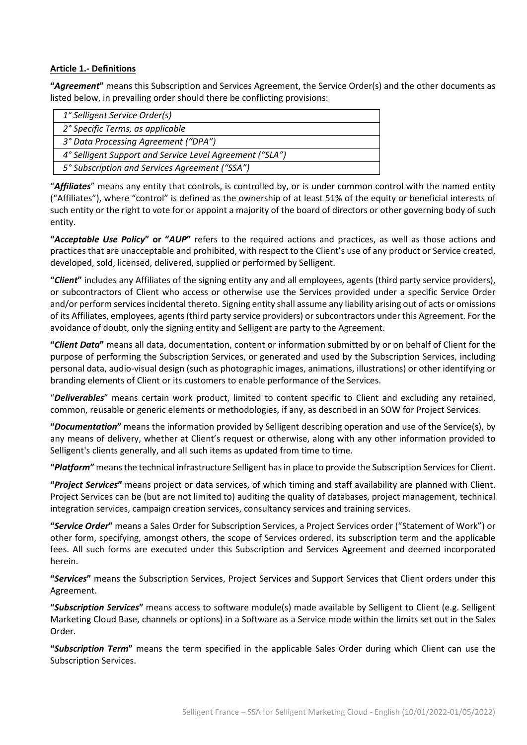**Article 1.- Definitions**

**"*Agreement*"** means this Subscription and Services Agreement, the Service Order(s) and the other documents as listed below, in prevailing order should there be conflicting provisions:

| |
|---|
| *1° Selligent Service Order(s)* |
| *2° Specific Terms, as applicable* |
| *3° Data Processing Agreement ("DPA")* |
| *4° Selligent Support and Service Level Agreement ("SLA")* |
| *5° Subscription and Services Agreement ("SSA")* |

"***Affiliates***" means any entity that controls, is controlled by, or is under common control with the named entity ("Affiliates"), where "control" is defined as the ownership of at least 51% of the equity or beneficial interests of such entity or the right to vote for or appoint a majority of the board of directors or other governing body of such entity.

**"*Acceptable Use Policy*" or "*AUP*"** refers to the required actions and practices, as well as those actions and practices that are unacceptable and prohibited, with respect to the Client's use of any product or Service created, developed, sold, licensed, delivered, supplied or performed by Selligent.

**"*Client*"** includes any Affiliates of the signing entity any and all employees, agents (third party service providers), or subcontractors of Client who access or otherwise use the Services provided under a specific Service Order and/or perform services incidental thereto. Signing entity shall assume any liability arising out of acts or omissions of its Affiliates, employees, agents (third party service providers) or subcontractors under this Agreement. For the avoidance of doubt, only the signing entity and Selligent are party to the Agreement.

**"*Client Data*"** means all data, documentation, content or information submitted by or on behalf of Client for the purpose of performing the Subscription Services, or generated and used by the Subscription Services, including personal data, audio-visual design (such as photographic images, animations, illustrations) or other identifying or branding elements of Client or its customers to enable performance of the Services.

"***Deliverables***" means certain work product, limited to content specific to Client and excluding any retained, common, reusable or generic elements or methodologies, if any, as described in an SOW for Project Services.

**"*Documentation*"** means the information provided by Selligent describing operation and use of the Service(s), by any means of delivery, whether at Client's request or otherwise, along with any other information provided to Selligent's clients generally, and all such items as updated from time to time.

**"*Platform*"** means the technical infrastructure Selligent has in place to provide the Subscription Services for Client.

**"*Project Services*"** means project or data services, of which timing and staff availability are planned with Client. Project Services can be (but are not limited to) auditing the quality of databases, project management, technical integration services, campaign creation services, consultancy services and training services.

**"*Service Order*"** means a Sales Order for Subscription Services, a Project Services order ("Statement of Work") or other form, specifying, amongst others, the scope of Services ordered, its subscription term and the applicable fees. All such forms are executed under this Subscription and Services Agreement and deemed incorporated herein.

**"*Services*"** means the Subscription Services, Project Services and Support Services that Client orders under this Agreement.

**"*Subscription Services*"** means access to software module(s) made available by Selligent to Client (e.g. Selligent Marketing Cloud Base, channels or options) in a Software as a Service mode within the limits set out in the Sales Order.

**"*Subscription Term*"** means the term specified in the applicable Sales Order during which Client can use the Subscription Services.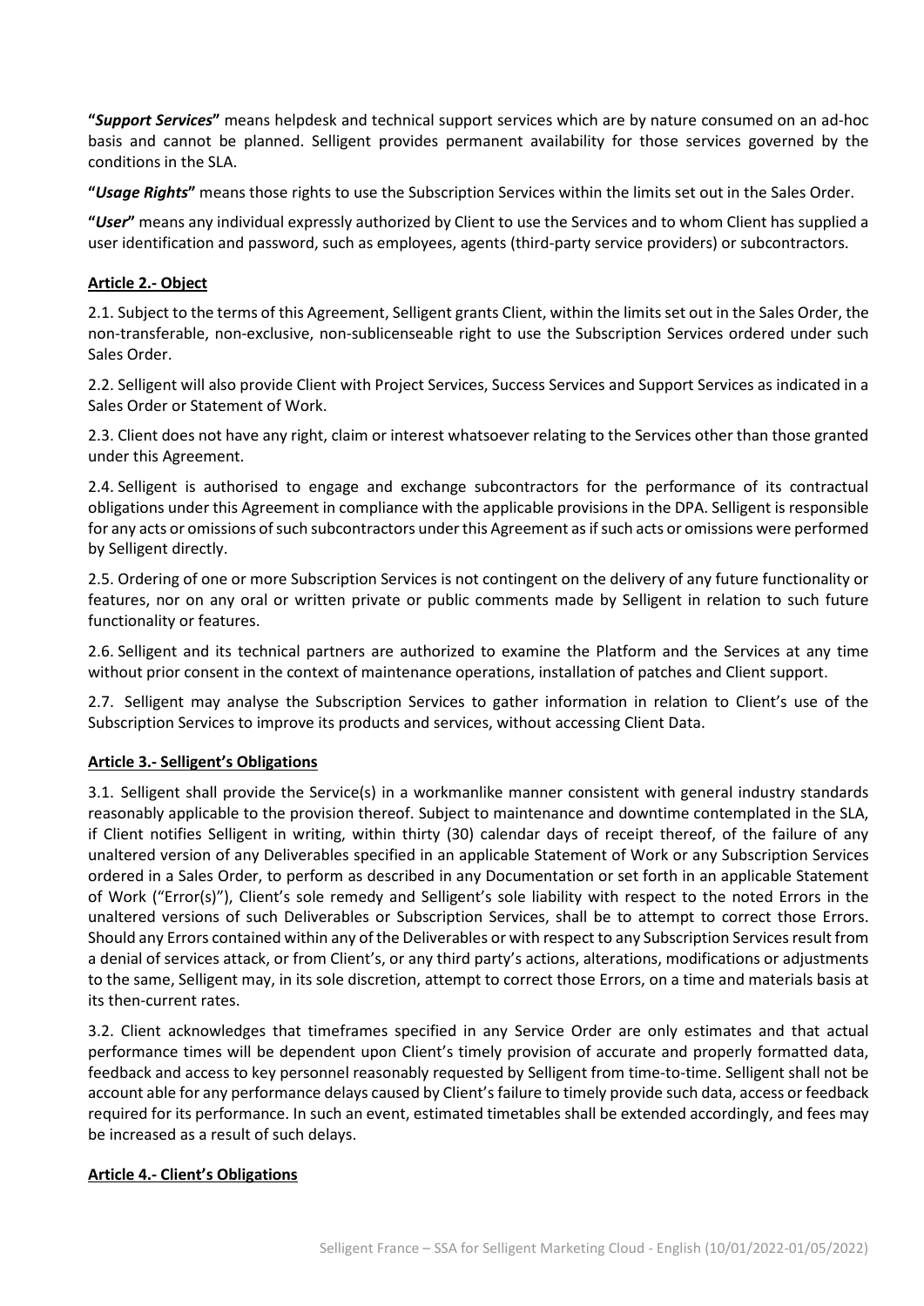**"*Support Services*"** means helpdesk and technical support services which are by nature consumed on an ad-hoc basis and cannot be planned. Selligent provides permanent availability for those services governed by the conditions in the SLA.

**"*Usage Rights*"** means those rights to use the Subscription Services within the limits set out in the Sales Order.

**"*User*"** means any individual expressly authorized by Client to use the Services and to whom Client has supplied a user identification and password, such as employees, agents (third-party service providers) or subcontractors.

## Article 2.- Object

2.1. Subject to the terms of this Agreement, Selligent grants Client, within the limits set out in the Sales Order, the non-transferable, non-exclusive, non-sublicenseable right to use the Subscription Services ordered under such Sales Order.

2.2. Selligent will also provide Client with Project Services, Success Services and Support Services as indicated in a Sales Order or Statement of Work.

2.3. Client does not have any right, claim or interest whatsoever relating to the Services other than those granted under this Agreement.

2.4. Selligent is authorised to engage and exchange subcontractors for the performance of its contractual obligations under this Agreement in compliance with the applicable provisions in the DPA. Selligent is responsible for any acts or omissions of such subcontractors under this Agreement as if such acts or omissions were performed by Selligent directly.

2.5. Ordering of one or more Subscription Services is not contingent on the delivery of any future functionality or features, nor on any oral or written private or public comments made by Selligent in relation to such future functionality or features.

2.6. Selligent and its technical partners are authorized to examine the Platform and the Services at any time without prior consent in the context of maintenance operations, installation of patches and Client support.

2.7. Selligent may analyse the Subscription Services to gather information in relation to Client's use of the Subscription Services to improve its products and services, without accessing Client Data.

## Article 3.- Selligent's Obligations

3.1. Selligent shall provide the Service(s) in a workmanlike manner consistent with general industry standards reasonably applicable to the provision thereof. Subject to maintenance and downtime contemplated in the SLA, if Client notifies Selligent in writing, within thirty (30) calendar days of receipt thereof, of the failure of any unaltered version of any Deliverables specified in an applicable Statement of Work or any Subscription Services ordered in a Sales Order, to perform as described in any Documentation or set forth in an applicable Statement of Work ("Error(s)"), Client's sole remedy and Selligent's sole liability with respect to the noted Errors in the unaltered versions of such Deliverables or Subscription Services, shall be to attempt to correct those Errors. Should any Errors contained within any of the Deliverables or with respect to any Subscription Services result from a denial of services attack, or from Client's, or any third party's actions, alterations, modifications or adjustments to the same, Selligent may, in its sole discretion, attempt to correct those Errors, on a time and materials basis at its then-current rates.

3.2. Client acknowledges that timeframes specified in any Service Order are only estimates and that actual performance times will be dependent upon Client's timely provision of accurate and properly formatted data, feedback and access to key personnel reasonably requested by Selligent from time-to-time. Selligent shall not be account able for any performance delays caused by Client's failure to timely provide such data, access or feedback required for its performance. In such an event, estimated timetables shall be extended accordingly, and fees may be increased as a result of such delays.

## Article 4.- Client's Obligations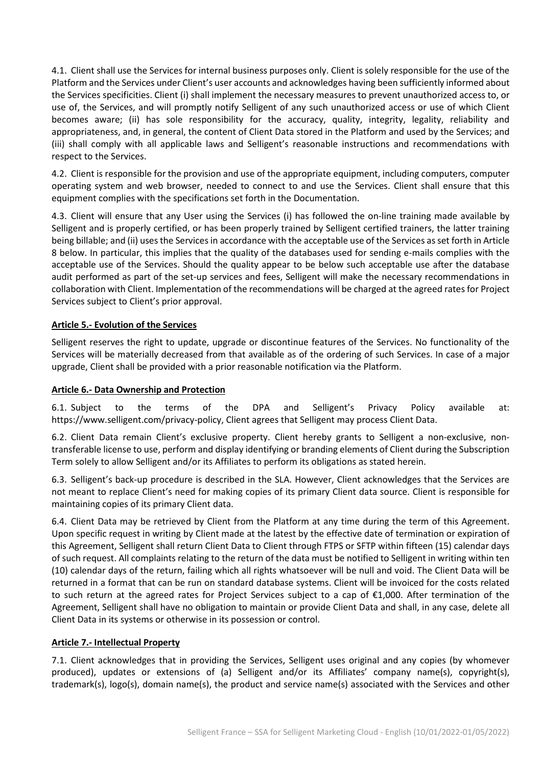4.1. Client shall use the Services for internal business purposes only. Client is solely responsible for the use of the Platform and the Services under Client's user accounts and acknowledges having been sufficiently informed about the Services specificities. Client (i) shall implement the necessary measures to prevent unauthorized access to, or use of, the Services, and will promptly notify Selligent of any such unauthorized access or use of which Client becomes aware; (ii) has sole responsibility for the accuracy, quality, integrity, legality, reliability and appropriateness, and, in general, the content of Client Data stored in the Platform and used by the Services; and (iii) shall comply with all applicable laws and Selligent's reasonable instructions and recommendations with respect to the Services.

4.2. Client is responsible for the provision and use of the appropriate equipment, including computers, computer operating system and web browser, needed to connect to and use the Services. Client shall ensure that this equipment complies with the specifications set forth in the Documentation.

4.3. Client will ensure that any User using the Services (i) has followed the on-line training made available by Selligent and is properly certified, or has been properly trained by Selligent certified trainers, the latter training being billable; and (ii) uses the Services in accordance with the acceptable use of the Services as set forth in Article 8 below. In particular, this implies that the quality of the databases used for sending e-mails complies with the acceptable use of the Services. Should the quality appear to be below such acceptable use after the database audit performed as part of the set-up services and fees, Selligent will make the necessary recommendations in collaboration with Client. Implementation of the recommendations will be charged at the agreed rates for Project Services subject to Client's prior approval.

**Article 5.- Evolution of the Services**

Selligent reserves the right to update, upgrade or discontinue features of the Services. No functionality of the Services will be materially decreased from that available as of the ordering of such Services. In case of a major upgrade, Client shall be provided with a prior reasonable notification via the Platform.

**Article 6.- Data Ownership and Protection**

6.1. Subject to the terms of the DPA and Selligent's Privacy Policy available at: https://www.selligent.com/privacy-policy, Client agrees that Selligent may process Client Data.

6.2. Client Data remain Client's exclusive property. Client hereby grants to Selligent a non-exclusive, non-transferable license to use, perform and display identifying or branding elements of Client during the Subscription Term solely to allow Selligent and/or its Affiliates to perform its obligations as stated herein.

6.3. Selligent's back-up procedure is described in the SLA. However, Client acknowledges that the Services are not meant to replace Client's need for making copies of its primary Client data source. Client is responsible for maintaining copies of its primary Client data.

6.4. Client Data may be retrieved by Client from the Platform at any time during the term of this Agreement. Upon specific request in writing by Client made at the latest by the effective date of termination or expiration of this Agreement, Selligent shall return Client Data to Client through FTPS or SFTP within fifteen (15) calendar days of such request. All complaints relating to the return of the data must be notified to Selligent in writing within ten (10) calendar days of the return, failing which all rights whatsoever will be null and void. The Client Data will be returned in a format that can be run on standard database systems. Client will be invoiced for the costs related to such return at the agreed rates for Project Services subject to a cap of €1,000. After termination of the Agreement, Selligent shall have no obligation to maintain or provide Client Data and shall, in any case, delete all Client Data in its systems or otherwise in its possession or control.

**Article 7.- Intellectual Property**

7.1. Client acknowledges that in providing the Services, Selligent uses original and any copies (by whomever produced), updates or extensions of (a) Selligent and/or its Affiliates' company name(s), copyright(s), trademark(s), logo(s), domain name(s), the product and service name(s) associated with the Services and other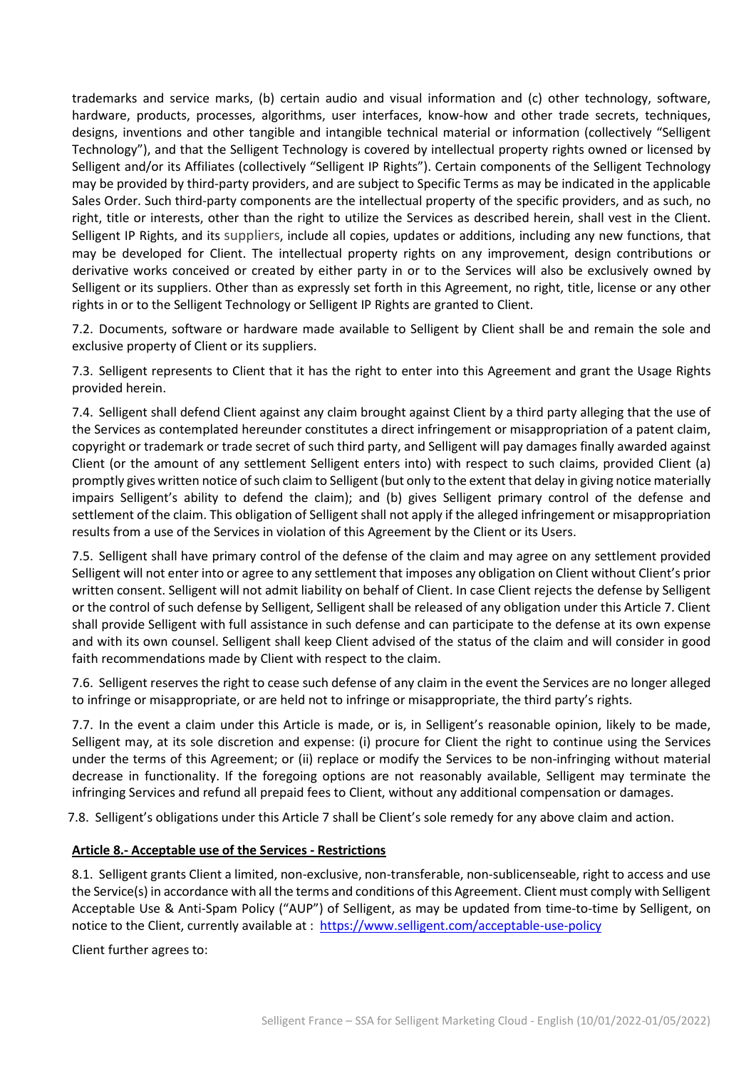trademarks and service marks, (b) certain audio and visual information and (c) other technology, software, hardware, products, processes, algorithms, user interfaces, know-how and other trade secrets, techniques, designs, inventions and other tangible and intangible technical material or information (collectively "Selligent Technology"), and that the Selligent Technology is covered by intellectual property rights owned or licensed by Selligent and/or its Affiliates (collectively "Selligent IP Rights"). Certain components of the Selligent Technology may be provided by third-party providers, and are subject to Specific Terms as may be indicated in the applicable Sales Order. Such third-party components are the intellectual property of the specific providers, and as such, no right, title or interests, other than the right to utilize the Services as described herein, shall vest in the Client. Selligent IP Rights, and its suppliers, include all copies, updates or additions, including any new functions, that may be developed for Client. The intellectual property rights on any improvement, design contributions or derivative works conceived or created by either party in or to the Services will also be exclusively owned by Selligent or its suppliers. Other than as expressly set forth in this Agreement, no right, title, license or any other rights in or to the Selligent Technology or Selligent IP Rights are granted to Client.

7.2. Documents, software or hardware made available to Selligent by Client shall be and remain the sole and exclusive property of Client or its suppliers.

7.3. Selligent represents to Client that it has the right to enter into this Agreement and grant the Usage Rights provided herein.

7.4. Selligent shall defend Client against any claim brought against Client by a third party alleging that the use of the Services as contemplated hereunder constitutes a direct infringement or misappropriation of a patent claim, copyright or trademark or trade secret of such third party, and Selligent will pay damages finally awarded against Client (or the amount of any settlement Selligent enters into) with respect to such claims, provided Client (a) promptly gives written notice of such claim to Selligent (but only to the extent that delay in giving notice materially impairs Selligent's ability to defend the claim); and (b) gives Selligent primary control of the defense and settlement of the claim. This obligation of Selligent shall not apply if the alleged infringement or misappropriation results from a use of the Services in violation of this Agreement by the Client or its Users.

7.5. Selligent shall have primary control of the defense of the claim and may agree on any settlement provided Selligent will not enter into or agree to any settlement that imposes any obligation on Client without Client's prior written consent. Selligent will not admit liability on behalf of Client. In case Client rejects the defense by Selligent or the control of such defense by Selligent, Selligent shall be released of any obligation under this Article 7. Client shall provide Selligent with full assistance in such defense and can participate to the defense at its own expense and with its own counsel. Selligent shall keep Client advised of the status of the claim and will consider in good faith recommendations made by Client with respect to the claim.

7.6. Selligent reserves the right to cease such defense of any claim in the event the Services are no longer alleged to infringe or misappropriate, or are held not to infringe or misappropriate, the third party's rights.

7.7. In the event a claim under this Article is made, or is, in Selligent's reasonable opinion, likely to be made, Selligent may, at its sole discretion and expense: (i) procure for Client the right to continue using the Services under the terms of this Agreement; or (ii) replace or modify the Services to be non-infringing without material decrease in functionality. If the foregoing options are not reasonably available, Selligent may terminate the infringing Services and refund all prepaid fees to Client, without any additional compensation or damages.

7.8. Selligent's obligations under this Article 7 shall be Client's sole remedy for any above claim and action.

**Article 8.- Acceptable use of the Services - Restrictions**

8.1. Selligent grants Client a limited, non-exclusive, non-transferable, non-sublicenseable, right to access and use the Service(s) in accordance with all the terms and conditions of this Agreement. Client must comply with Selligent Acceptable Use & Anti-Spam Policy ("AUP") of Selligent, as may be updated from time-to-time by Selligent, on notice to the Client, currently available at : https://www.selligent.com/acceptable-use-policy

Client further agrees to: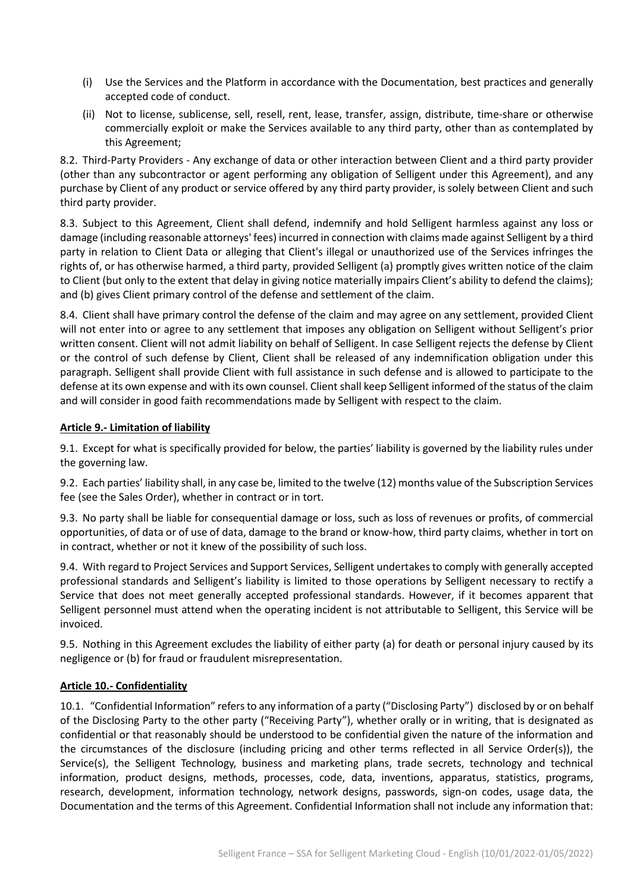(i) Use the Services and the Platform in accordance with the Documentation, best practices and generally accepted code of conduct.

(ii) Not to license, sublicense, sell, resell, rent, lease, transfer, assign, distribute, time-share or otherwise commercially exploit or make the Services available to any third party, other than as contemplated by this Agreement;

8.2. Third-Party Providers - Any exchange of data or other interaction between Client and a third party provider (other than any subcontractor or agent performing any obligation of Selligent under this Agreement), and any purchase by Client of any product or service offered by any third party provider, is solely between Client and such third party provider.

8.3. Subject to this Agreement, Client shall defend, indemnify and hold Selligent harmless against any loss or damage (including reasonable attorneys' fees) incurred in connection with claims made against Selligent by a third party in relation to Client Data or alleging that Client's illegal or unauthorized use of the Services infringes the rights of, or has otherwise harmed, a third party, provided Selligent (a) promptly gives written notice of the claim to Client (but only to the extent that delay in giving notice materially impairs Client's ability to defend the claims); and (b) gives Client primary control of the defense and settlement of the claim.

8.4. Client shall have primary control the defense of the claim and may agree on any settlement, provided Client will not enter into or agree to any settlement that imposes any obligation on Selligent without Selligent's prior written consent. Client will not admit liability on behalf of Selligent. In case Selligent rejects the defense by Client or the control of such defense by Client, Client shall be released of any indemnification obligation under this paragraph. Selligent shall provide Client with full assistance in such defense and is allowed to participate to the defense at its own expense and with its own counsel. Client shall keep Selligent informed of the status of the claim and will consider in good faith recommendations made by Selligent with respect to the claim.

## Article 9.- Limitation of liability

9.1. Except for what is specifically provided for below, the parties' liability is governed by the liability rules under the governing law.

9.2. Each parties' liability shall, in any case be, limited to the twelve (12) months value of the Subscription Services fee (see the Sales Order), whether in contract or in tort.

9.3. No party shall be liable for consequential damage or loss, such as loss of revenues or profits, of commercial opportunities, of data or of use of data, damage to the brand or know-how, third party claims, whether in tort on in contract, whether or not it knew of the possibility of such loss.

9.4. With regard to Project Services and Support Services, Selligent undertakes to comply with generally accepted professional standards and Selligent's liability is limited to those operations by Selligent necessary to rectify a Service that does not meet generally accepted professional standards. However, if it becomes apparent that Selligent personnel must attend when the operating incident is not attributable to Selligent, this Service will be invoiced.

9.5. Nothing in this Agreement excludes the liability of either party (a) for death or personal injury caused by its negligence or (b) for fraud or fraudulent misrepresentation.

## Article 10.- Confidentiality

10.1. "Confidential Information" refers to any information of a party ("Disclosing Party") disclosed by or on behalf of the Disclosing Party to the other party ("Receiving Party"), whether orally or in writing, that is designated as confidential or that reasonably should be understood to be confidential given the nature of the information and the circumstances of the disclosure (including pricing and other terms reflected in all Service Order(s)), the Service(s), the Selligent Technology, business and marketing plans, trade secrets, technology and technical information, product designs, methods, processes, code, data, inventions, apparatus, statistics, programs, research, development, information technology, network designs, passwords, sign-on codes, usage data, the Documentation and the terms of this Agreement. Confidential Information shall not include any information that: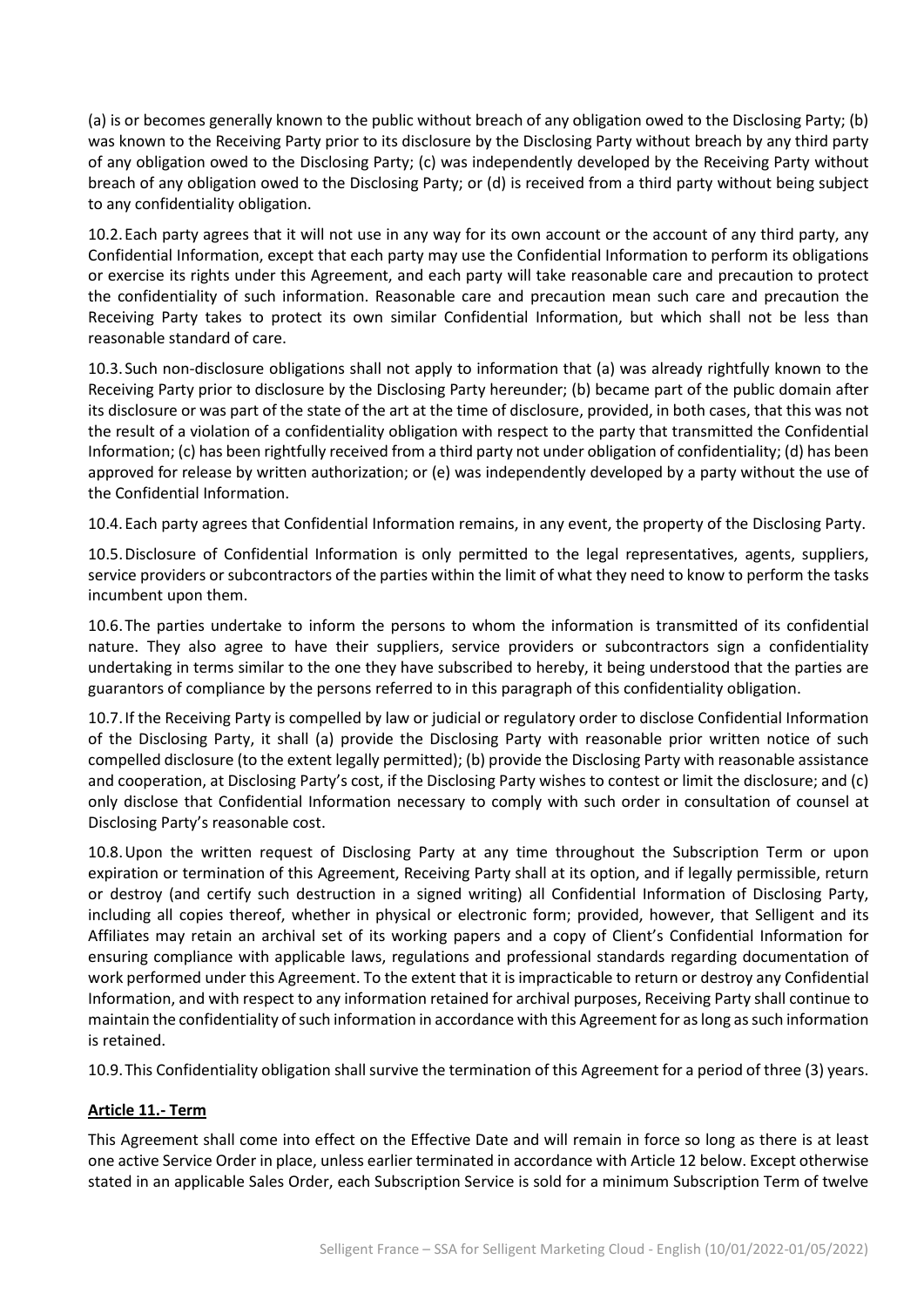(a) is or becomes generally known to the public without breach of any obligation owed to the Disclosing Party; (b) was known to the Receiving Party prior to its disclosure by the Disclosing Party without breach by any third party of any obligation owed to the Disclosing Party; (c) was independently developed by the Receiving Party without breach of any obligation owed to the Disclosing Party; or (d) is received from a third party without being subject to any confidentiality obligation.

10.2. Each party agrees that it will not use in any way for its own account or the account of any third party, any Confidential Information, except that each party may use the Confidential Information to perform its obligations or exercise its rights under this Agreement, and each party will take reasonable care and precaution to protect the confidentiality of such information. Reasonable care and precaution mean such care and precaution the Receiving Party takes to protect its own similar Confidential Information, but which shall not be less than reasonable standard of care.

10.3. Such non-disclosure obligations shall not apply to information that (a) was already rightfully known to the Receiving Party prior to disclosure by the Disclosing Party hereunder; (b) became part of the public domain after its disclosure or was part of the state of the art at the time of disclosure, provided, in both cases, that this was not the result of a violation of a confidentiality obligation with respect to the party that transmitted the Confidential Information; (c) has been rightfully received from a third party not under obligation of confidentiality; (d) has been approved for release by written authorization; or (e) was independently developed by a party without the use of the Confidential Information.

10.4. Each party agrees that Confidential Information remains, in any event, the property of the Disclosing Party.

10.5. Disclosure of Confidential Information is only permitted to the legal representatives, agents, suppliers, service providers or subcontractors of the parties within the limit of what they need to know to perform the tasks incumbent upon them.

10.6. The parties undertake to inform the persons to whom the information is transmitted of its confidential nature. They also agree to have their suppliers, service providers or subcontractors sign a confidentiality undertaking in terms similar to the one they have subscribed to hereby, it being understood that the parties are guarantors of compliance by the persons referred to in this paragraph of this confidentiality obligation.

10.7. If the Receiving Party is compelled by law or judicial or regulatory order to disclose Confidential Information of the Disclosing Party, it shall (a) provide the Disclosing Party with reasonable prior written notice of such compelled disclosure (to the extent legally permitted); (b) provide the Disclosing Party with reasonable assistance and cooperation, at Disclosing Party's cost, if the Disclosing Party wishes to contest or limit the disclosure; and (c) only disclose that Confidential Information necessary to comply with such order in consultation of counsel at Disclosing Party's reasonable cost.

10.8. Upon the written request of Disclosing Party at any time throughout the Subscription Term or upon expiration or termination of this Agreement, Receiving Party shall at its option, and if legally permissible, return or destroy (and certify such destruction in a signed writing) all Confidential Information of Disclosing Party, including all copies thereof, whether in physical or electronic form; provided, however, that Selligent and its Affiliates may retain an archival set of its working papers and a copy of Client's Confidential Information for ensuring compliance with applicable laws, regulations and professional standards regarding documentation of work performed under this Agreement. To the extent that it is impracticable to return or destroy any Confidential Information, and with respect to any information retained for archival purposes, Receiving Party shall continue to maintain the confidentiality of such information in accordance with this Agreement for as long as such information is retained.

10.9. This Confidentiality obligation shall survive the termination of this Agreement for a period of three (3) years.

## Article 11.- Term

This Agreement shall come into effect on the Effective Date and will remain in force so long as there is at least one active Service Order in place, unless earlier terminated in accordance with Article 12 below. Except otherwise stated in an applicable Sales Order, each Subscription Service is sold for a minimum Subscription Term of twelve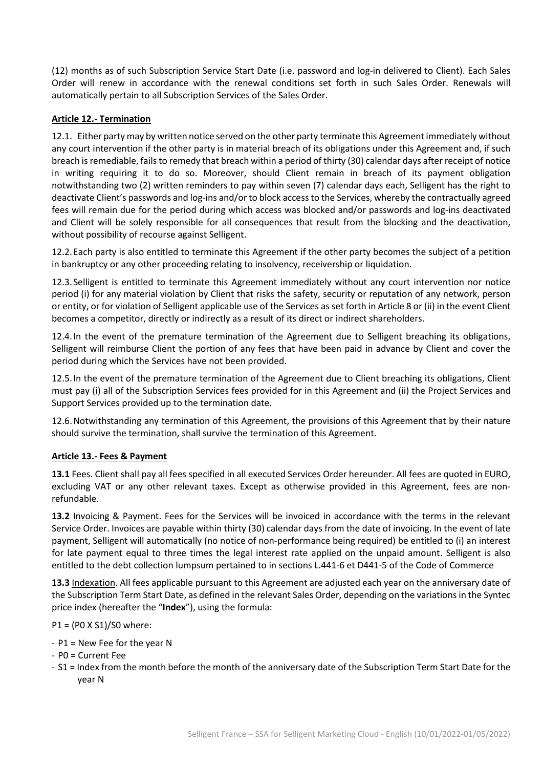(12) months as of such Subscription Service Start Date (i.e. password and log-in delivered to Client). Each Sales Order will renew in accordance with the renewal conditions set forth in such Sales Order. Renewals will automatically pertain to all Subscription Services of the Sales Order.

**Article 12.- Termination**

12.1. Either party may by written notice served on the other party terminate this Agreement immediately without any court intervention if the other party is in material breach of its obligations under this Agreement and, if such breach is remediable, fails to remedy that breach within a period of thirty (30) calendar days after receipt of notice in writing requiring it to do so. Moreover, should Client remain in breach of its payment obligation notwithstanding two (2) written reminders to pay within seven (7) calendar days each, Selligent has the right to deactivate Client's passwords and log-ins and/or to block access to the Services, whereby the contractually agreed fees will remain due for the period during which access was blocked and/or passwords and log-ins deactivated and Client will be solely responsible for all consequences that result from the blocking and the deactivation, without possibility of recourse against Selligent.

12.2. Each party is also entitled to terminate this Agreement if the other party becomes the subject of a petition in bankruptcy or any other proceeding relating to insolvency, receivership or liquidation.

12.3. Selligent is entitled to terminate this Agreement immediately without any court intervention nor notice period (i) for any material violation by Client that risks the safety, security or reputation of any network, person or entity, or for violation of Selligent applicable use of the Services as set forth in Article 8 or (ii) in the event Client becomes a competitor, directly or indirectly as a result of its direct or indirect shareholders.

12.4. In the event of the premature termination of the Agreement due to Selligent breaching its obligations, Selligent will reimburse Client the portion of any fees that have been paid in advance by Client and cover the period during which the Services have not been provided.

12.5. In the event of the premature termination of the Agreement due to Client breaching its obligations, Client must pay (i) all of the Subscription Services fees provided for in this Agreement and (ii) the Project Services and Support Services provided up to the termination date.

12.6. Notwithstanding any termination of this Agreement, the provisions of this Agreement that by their nature should survive the termination, shall survive the termination of this Agreement.

**Article 13.- Fees & Payment**

**13.1** Fees. Client shall pay all fees specified in all executed Services Order hereunder. All fees are quoted in EURO, excluding VAT or any other relevant taxes. Except as otherwise provided in this Agreement, fees are non-refundable.

**13.2** Invoicing & Payment. Fees for the Services will be invoiced in accordance with the terms in the relevant Service Order. Invoices are payable within thirty (30) calendar days from the date of invoicing. In the event of late payment, Selligent will automatically (no notice of non-performance being required) be entitled to (i) an interest for late payment equal to three times the legal interest rate applied on the unpaid amount. Selligent is also entitled to the debt collection lumpsum pertained to in sections L.441-6 et D441-5 of the Code of Commerce

**13.3** Indexation. All fees applicable pursuant to this Agreement are adjusted each year on the anniversary date of the Subscription Term Start Date, as defined in the relevant Sales Order, depending on the variations in the Syntec price index (hereafter the "**Index**"), using the formula:

$P1 = (P0 \times S1)/S0$ where:

- $P1$ = New Fee for the year N
- $P0$ = Current Fee
- $S1$ = Index from the month before the month of the anniversary date of the Subscription Term Start Date for the year N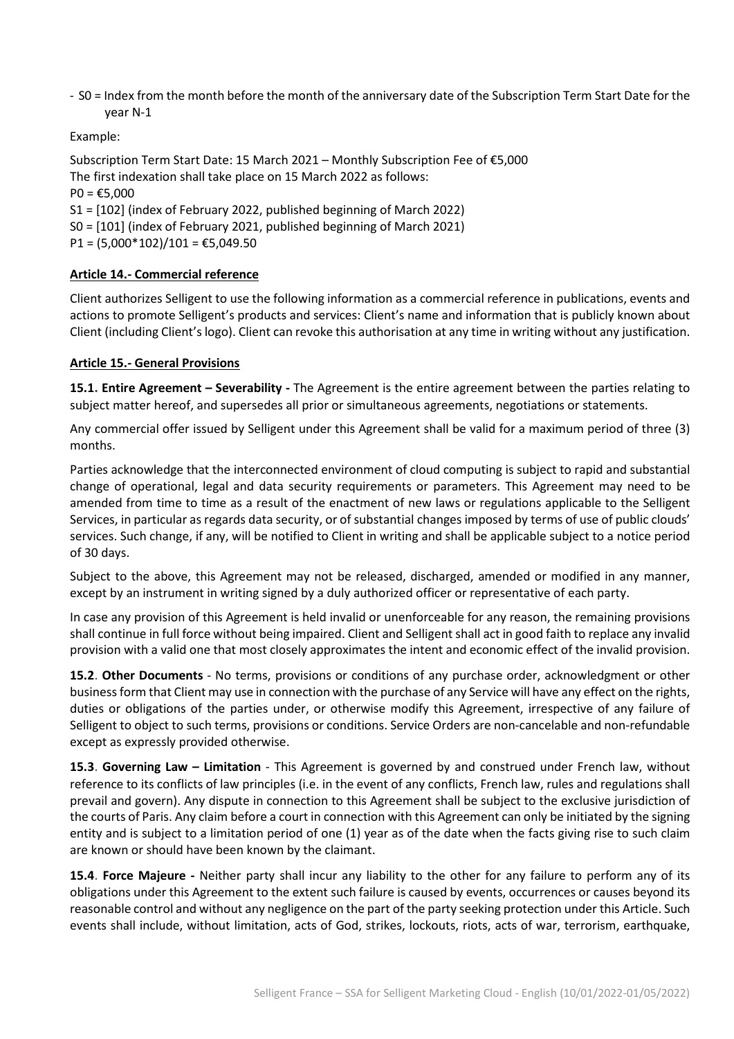- S0 = Index from the month before the month of the anniversary date of the Subscription Term Start Date for the year N-1

Example:

Subscription Term Start Date: 15 March 2021 – Monthly Subscription Fee of €5,000
The first indexation shall take place on 15 March 2022 as follows:
P0 = €5,000
S1 = [102] (index of February 2022, published beginning of March 2022)
S0 = [101] (index of February 2021, published beginning of March 2021)
P1 = (5,000*102)/101 = €5,049.50

**Article 14.- Commercial reference**

Client authorizes Selligent to use the following information as a commercial reference in publications, events and actions to promote Selligent's products and services: Client's name and information that is publicly known about Client (including Client's logo). Client can revoke this authorisation at any time in writing without any justification.

**Article 15.- General Provisions**

**15.1. Entire Agreement – Severability -** The Agreement is the entire agreement between the parties relating to subject matter hereof, and supersedes all prior or simultaneous agreements, negotiations or statements.

Any commercial offer issued by Selligent under this Agreement shall be valid for a maximum period of three (3) months.

Parties acknowledge that the interconnected environment of cloud computing is subject to rapid and substantial change of operational, legal and data security requirements or parameters. This Agreement may need to be amended from time to time as a result of the enactment of new laws or regulations applicable to the Selligent Services, in particular as regards data security, or of substantial changes imposed by terms of use of public clouds' services. Such change, if any, will be notified to Client in writing and shall be applicable subject to a notice period of 30 days.

Subject to the above, this Agreement may not be released, discharged, amended or modified in any manner, except by an instrument in writing signed by a duly authorized officer or representative of each party.

In case any provision of this Agreement is held invalid or unenforceable for any reason, the remaining provisions shall continue in full force without being impaired. Client and Selligent shall act in good faith to replace any invalid provision with a valid one that most closely approximates the intent and economic effect of the invalid provision.

**15.2**. **Other Documents** - No terms, provisions or conditions of any purchase order, acknowledgment or other business form that Client may use in connection with the purchase of any Service will have any effect on the rights, duties or obligations of the parties under, or otherwise modify this Agreement, irrespective of any failure of Selligent to object to such terms, provisions or conditions. Service Orders are non-cancelable and non-refundable except as expressly provided otherwise.

**15.3**. **Governing Law – Limitation** - This Agreement is governed by and construed under French law, without reference to its conflicts of law principles (i.e. in the event of any conflicts, French law, rules and regulations shall prevail and govern). Any dispute in connection to this Agreement shall be subject to the exclusive jurisdiction of the courts of Paris. Any claim before a court in connection with this Agreement can only be initiated by the signing entity and is subject to a limitation period of one (1) year as of the date when the facts giving rise to such claim are known or should have been known by the claimant.

**15.4**. **Force Majeure -** Neither party shall incur any liability to the other for any failure to perform any of its obligations under this Agreement to the extent such failure is caused by events, occurrences or causes beyond its reasonable control and without any negligence on the part of the party seeking protection under this Article. Such events shall include, without limitation, acts of God, strikes, lockouts, riots, acts of war, terrorism, earthquake,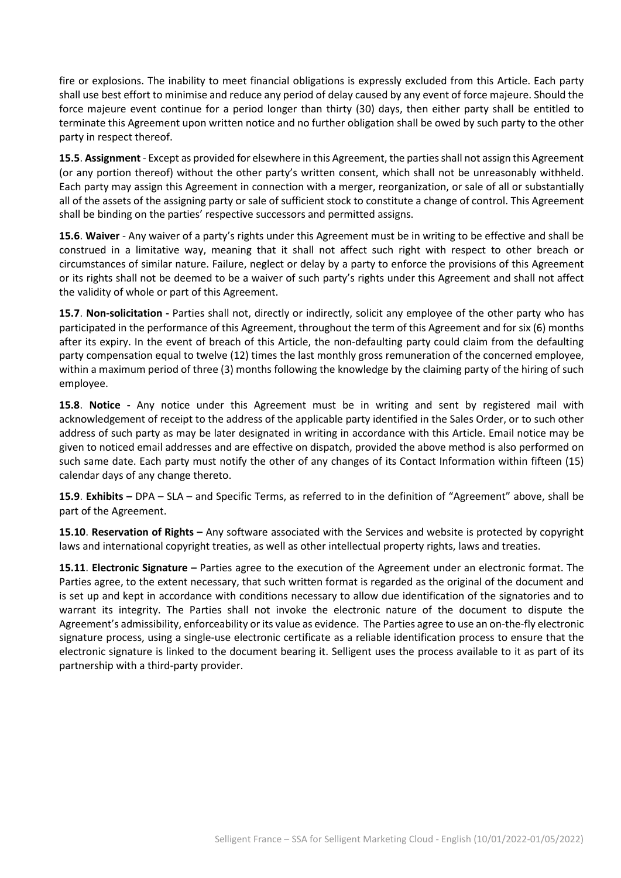fire or explosions. The inability to meet financial obligations is expressly excluded from this Article. Each party shall use best effort to minimise and reduce any period of delay caused by any event of force majeure. Should the force majeure event continue for a period longer than thirty (30) days, then either party shall be entitled to terminate this Agreement upon written notice and no further obligation shall be owed by such party to the other party in respect thereof.

**15.5**. **Assignment** - Except as provided for elsewhere in this Agreement, the parties shall not assign this Agreement (or any portion thereof) without the other party's written consent, which shall not be unreasonably withheld. Each party may assign this Agreement in connection with a merger, reorganization, or sale of all or substantially all of the assets of the assigning party or sale of sufficient stock to constitute a change of control. This Agreement shall be binding on the parties' respective successors and permitted assigns.

**15.6**. **Waiver** - Any waiver of a party's rights under this Agreement must be in writing to be effective and shall be construed in a limitative way, meaning that it shall not affect such right with respect to other breach or circumstances of similar nature. Failure, neglect or delay by a party to enforce the provisions of this Agreement or its rights shall not be deemed to be a waiver of such party's rights under this Agreement and shall not affect the validity of whole or part of this Agreement.

**15.7**. **Non-solicitation -** Parties shall not, directly or indirectly, solicit any employee of the other party who has participated in the performance of this Agreement, throughout the term of this Agreement and for six (6) months after its expiry. In the event of breach of this Article, the non-defaulting party could claim from the defaulting party compensation equal to twelve (12) times the last monthly gross remuneration of the concerned employee, within a maximum period of three (3) months following the knowledge by the claiming party of the hiring of such employee.

**15.8**. **Notice -** Any notice under this Agreement must be in writing and sent by registered mail with acknowledgement of receipt to the address of the applicable party identified in the Sales Order, or to such other address of such party as may be later designated in writing in accordance with this Article. Email notice may be given to noticed email addresses and are effective on dispatch, provided the above method is also performed on such same date. Each party must notify the other of any changes of its Contact Information within fifteen (15) calendar days of any change thereto.

**15.9**. **Exhibits –** DPA – SLA – and Specific Terms, as referred to in the definition of "Agreement" above, shall be part of the Agreement.

**15.10**. **Reservation of Rights –** Any software associated with the Services and website is protected by copyright laws and international copyright treaties, as well as other intellectual property rights, laws and treaties.

**15.11**. **Electronic Signature –** Parties agree to the execution of the Agreement under an electronic format. The Parties agree, to the extent necessary, that such written format is regarded as the original of the document and is set up and kept in accordance with conditions necessary to allow due identification of the signatories and to warrant its integrity. The Parties shall not invoke the electronic nature of the document to dispute the Agreement's admissibility, enforceability or its value as evidence. The Parties agree to use an on-the-fly electronic signature process, using a single-use electronic certificate as a reliable identification process to ensure that the electronic signature is linked to the document bearing it. Selligent uses the process available to it as part of its partnership with a third-party provider.